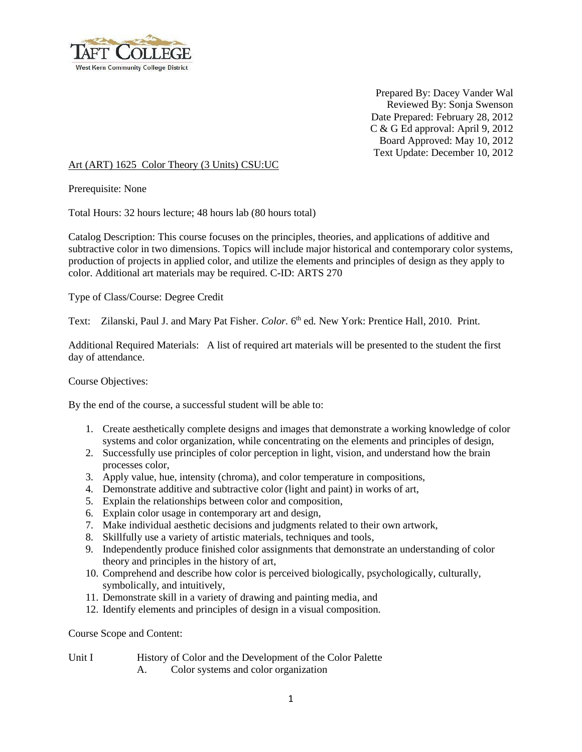TAFT COLLEGE
West Kern Community College District

Prepared By: Dacey Vander Wal
Reviewed By: Sonja Swenson
Date Prepared: February 28, 2012
C & G Ed approval: April 9, 2012
Board Approved: May 10, 2012
Text Update: December 10, 2012

Art (ART) 1625 Color Theory (3 Units) CSU:UC

Prerequisite: None

Total Hours: 32 hours lecture; 48 hours lab (80 hours total)

Catalog Description: This course focuses on the principles, theories, and applications of additive and subtractive color in two dimensions. Topics will include major historical and contemporary color systems, production of projects in applied color, and utilize the elements and principles of design as they apply to color. Additional art materials may be required. C-ID: ARTS 270

Type of Class/Course: Degree Credit

Text: Zilanski, Paul J. and Mary Pat Fisher. *Color.* 6th ed. New York: Prentice Hall, 2010. Print.

Additional Required Materials: A list of required art materials will be presented to the student the first day of attendance.

Course Objectives:

By the end of the course, a successful student will be able to:

1. Create aesthetically complete designs and images that demonstrate a working knowledge of color systems and color organization, while concentrating on the elements and principles of design,
2. Successfully use principles of color perception in light, vision, and understand how the brain processes color,
3. Apply value, hue, intensity (chroma), and color temperature in compositions,
4. Demonstrate additive and subtractive color (light and paint) in works of art,
5. Explain the relationships between color and composition,
6. Explain color usage in contemporary art and design,
7. Make individual aesthetic decisions and judgments related to their own artwork,
8. Skillfully use a variety of artistic materials, techniques and tools,
9. Independently produce finished color assignments that demonstrate an understanding of color theory and principles in the history of art,
10. Comprehend and describe how color is perceived biologically, psychologically, culturally, symbolically, and intuitively,
11. Demonstrate skill in a variety of drawing and painting media, and
12. Identify elements and principles of design in a visual composition.

Course Scope and Content:

Unit I History of Color and the Development of the Color Palette

A. Color systems and color organization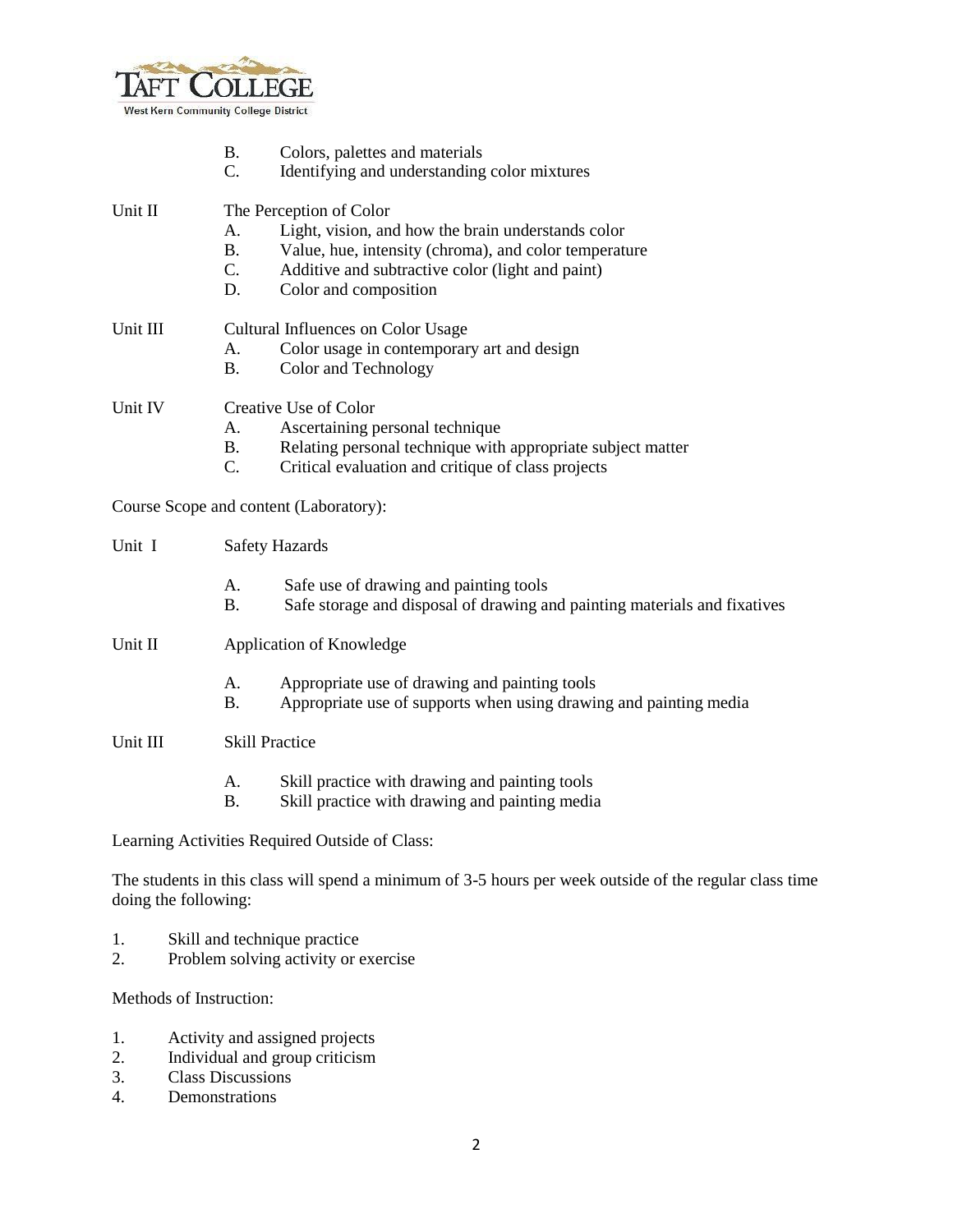B. Colors, palettes and materials
C. Identifying and understanding color mixtures

Unit II The Perception of Color
A. Light, vision, and how the brain understands color
B. Value, hue, intensity (chroma), and color temperature
C. Additive and subtractive color (light and paint)
D. Color and composition

Unit III Cultural Influences on Color Usage
A. Color usage in contemporary art and design
B. Color and Technology

Unit IV Creative Use of Color
A. Ascertaining personal technique
B. Relating personal technique with appropriate subject matter
C. Critical evaluation and critique of class projects

Course Scope and content (Laboratory):

Unit I Safety Hazards

A. Safe use of drawing and painting tools
B. Safe storage and disposal of drawing and painting materials and fixatives

Unit II Application of Knowledge

A. Appropriate use of drawing and painting tools
B. Appropriate use of supports when using drawing and painting media

Unit III Skill Practice

A. Skill practice with drawing and painting tools
B. Skill practice with drawing and painting media

Learning Activities Required Outside of Class:

The students in this class will spend a minimum of 3-5 hours per week outside of the regular class time doing the following:

1. Skill and technique practice
2. Problem solving activity or exercise

Methods of Instruction:

1. Activity and assigned projects
2. Individual and group criticism
3. Class Discussions
4. Demonstrations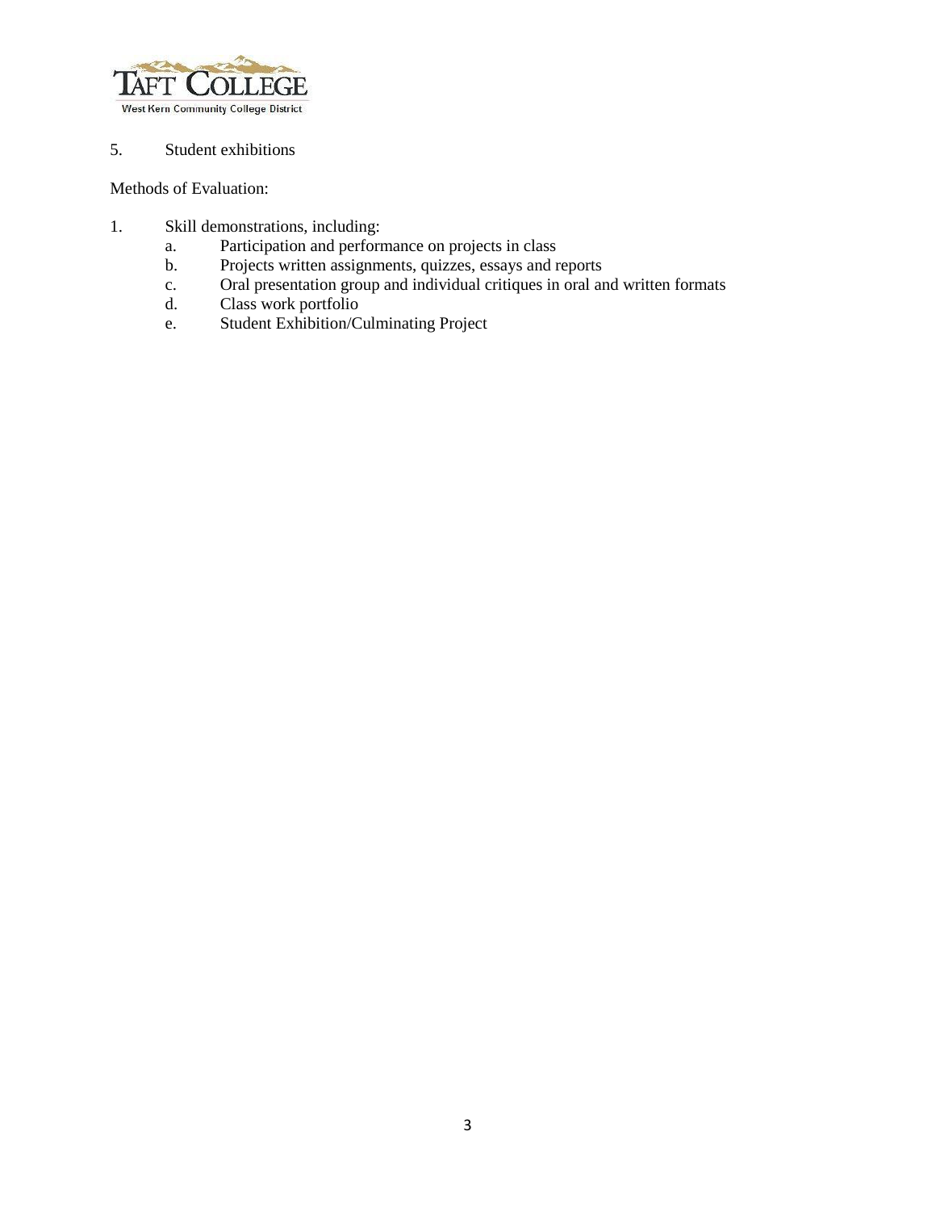5. Student exhibitions

Methods of Evaluation:

1. Skill demonstrations, including:
    a. Participation and performance on projects in class
    b. Projects written assignments, quizzes, essays and reports
    c. Oral presentation group and individual critiques in oral and written formats
    d. Class work portfolio
    e. Student Exhibition/Culminating Project